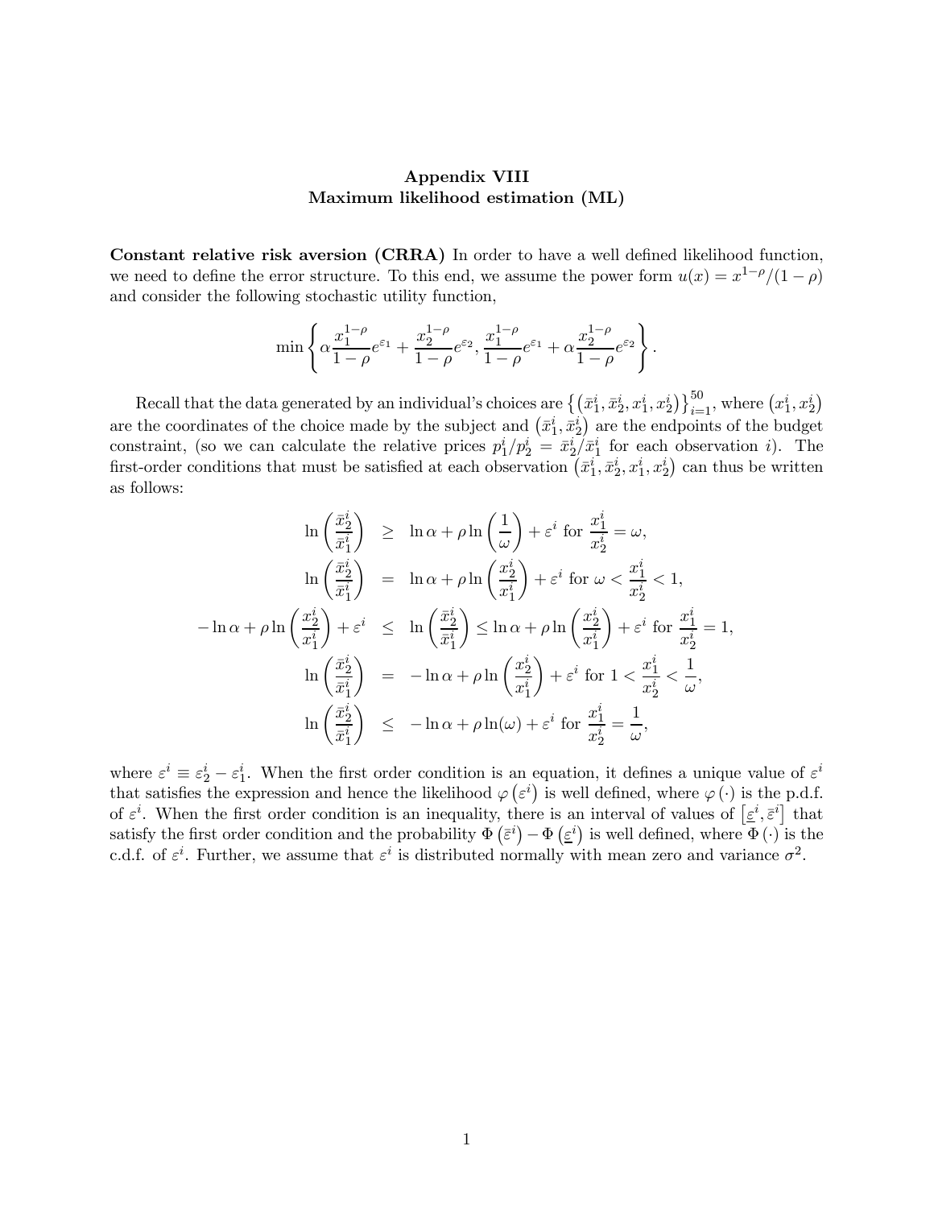# Appendix VIII
## Maximum likelihood estimation (ML)

**Constant relative risk aversion (CRRA)** In order to have a well defined likelihood function, we need to define the error structure. To this end, we assume the power form $u(x) = x^{1-\rho}/(1-\rho)$ and consider the following stochastic utility function,

$$\min\left\{\alpha\frac{x_1^{1-\rho}}{1-\rho}e^{\varepsilon_1} + \frac{x_2^{1-\rho}}{1-\rho}e^{\varepsilon_2}, \frac{x_1^{1-\rho}}{1-\rho}e^{\varepsilon_1} + \alpha\frac{x_2^{1-\rho}}{1-\rho}e^{\varepsilon_2}\right\}.$$

Recall that the data generated by an individual's choices are $\left\{\left(\bar{x}_1^i, \bar{x}_2^i, x_1^i, x_2^i\right)\right\}_{i=1}^{50}$, where $\left(x_1^i, x_2^i\right)$ are the coordinates of the choice made by the subject and $\left(\bar{x}_1^i, \bar{x}_2^i\right)$ are the endpoints of the budget constraint, (so we can calculate the relative prices $p_1^i/p_2^i = \bar{x}_2^i/\bar{x}_1^i$ for each observation $i$). The first-order conditions that must be satisfied at each observation $\left(\bar{x}_1^i, \bar{x}_2^i, x_1^i, x_2^i\right)$ can thus be written as follows:

$$\begin{aligned}
\ln\left(\frac{\bar{x}_2^i}{\bar{x}_1^i}\right) &\geq \ln\alpha + \rho\ln\left(\frac{1}{\omega}\right) + \varepsilon^i \text{ for } \frac{x_1^i}{x_2^i} = \omega, \\
\ln\left(\frac{\bar{x}_2^i}{\bar{x}_1^i}\right) &= \ln\alpha + \rho\ln\left(\frac{x_2^i}{x_1^i}\right) + \varepsilon^i \text{ for } \omega < \frac{x_1^i}{x_2^i} < 1, \\
-\ln\alpha + \rho\ln\left(\frac{x_2^i}{x_1^i}\right) + \varepsilon^i &\leq \ln\left(\frac{\bar{x}_2^i}{\bar{x}_1^i}\right) \leq \ln\alpha + \rho\ln\left(\frac{x_2^i}{x_1^i}\right) + \varepsilon^i \text{ for } \frac{x_1^i}{x_2^i} = 1, \\
\ln\left(\frac{\bar{x}_2^i}{\bar{x}_1^i}\right) &= -\ln\alpha + \rho\ln\left(\frac{x_2^i}{x_1^i}\right) + \varepsilon^i \text{ for } 1 < \frac{x_1^i}{x_2^i} < \frac{1}{\omega}, \\
\ln\left(\frac{\bar{x}_2^i}{\bar{x}_1^i}\right) &\leq -\ln\alpha + \rho\ln(\omega) + \varepsilon^i \text{ for } \frac{x_1^i}{x_2^i} = \frac{1}{\omega},
\end{aligned}$$

where $\varepsilon^i \equiv \varepsilon_2^i - \varepsilon_1^i$. When the first order condition is an equation, it defines a unique value of $\varepsilon^i$ that satisfies the expression and hence the likelihood $\varphi\left(\varepsilon^i\right)$ is well defined, where $\varphi\left(\cdot\right)$ is the p.d.f. of $\varepsilon^i$. When the first order condition is an inequality, there is an interval of values of $\left[\underline{\varepsilon}^i, \bar{\varepsilon}^i\right]$ that satisfy the first order condition and the probability $\Phi\left(\bar{\varepsilon}^i\right) - \Phi\left(\underline{\varepsilon}^i\right)$ is well defined, where $\Phi\left(\cdot\right)$ is the c.d.f. of $\varepsilon^i$. Further, we assume that $\varepsilon^i$ is distributed normally with mean zero and variance $\sigma^2$.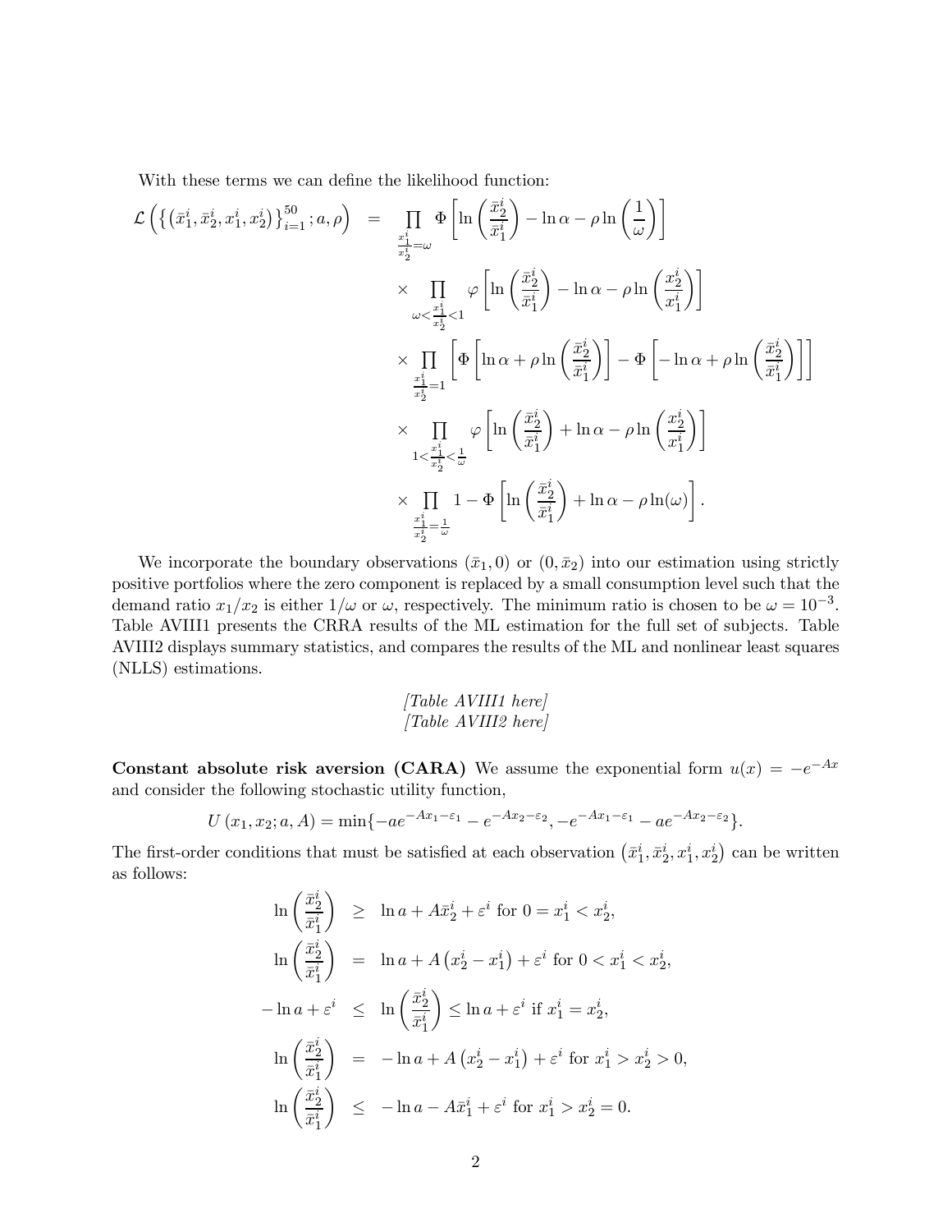With these terms we can define the likelihood function:

$$
\begin{aligned}
\mathcal{L}\left(\left\{\left(\bar{x}_1^i, \bar{x}_2^i, x_1^i, x_2^i\right)\right\}_{i=1}^{50}; a, \rho\right) &= \prod_{\frac{x_1^i}{x_2^i}=\omega} \Phi\left[\ln\left(\frac{\bar{x}_2^i}{\bar{x}_1^i}\right) - \ln\alpha - \rho\ln\left(\frac{1}{\omega}\right)\right] \\
&\times \prod_{\omega<\frac{x_1^i}{x_2^i}<1} \varphi\left[\ln\left(\frac{\bar{x}_2^i}{\bar{x}_1^i}\right) - \ln\alpha - \rho\ln\left(\frac{x_2^i}{x_1^i}\right)\right] \\
&\times \prod_{\frac{x_1^i}{x_2^i}=1} \left[\Phi\left[\ln\alpha + \rho\ln\left(\frac{\bar{x}_2^i}{\bar{x}_1^i}\right)\right] - \Phi\left[-\ln\alpha + \rho\ln\left(\frac{\bar{x}_2^i}{\bar{x}_1^i}\right)\right]\right] \\
&\times \prod_{1<\frac{x_1^i}{x_2^i}<\frac{1}{\omega}} \varphi\left[\ln\left(\frac{\bar{x}_2^i}{\bar{x}_1^i}\right) + \ln\alpha - \rho\ln\left(\frac{x_2^i}{x_1^i}\right)\right] \\
&\times \prod_{\frac{x_1^i}{x_2^i}=\frac{1}{\omega}} 1 - \Phi\left[\ln\left(\frac{\bar{x}_2^i}{\bar{x}_1^i}\right) + \ln\alpha - \rho\ln(\omega)\right].
\end{aligned}
$$

We incorporate the boundary observations $(\bar{x}_1, 0)$ or $(0, \bar{x}_2)$ into our estimation using strictly positive portfolios where the zero component is replaced by a small consumption level such that the demand ratio $x_1/x_2$ is either $1/\omega$ or $\omega$, respectively. The minimum ratio is chosen to be $\omega = 10^{-3}$. Table AVIII1 presents the CRRA results of the ML estimation for the full set of subjects. Table AVIII2 displays summary statistics, and compares the results of the ML and nonlinear least squares (NLLS) estimations.

*[Table AVIII1 here]*
*[Table AVIII2 here]*

**Constant absolute risk aversion (CARA)** We assume the exponential form $u(x) = -e^{-Ax}$ and consider the following stochastic utility function,

$$
U(x_1, x_2; a, A) = \min\{-ae^{-Ax_1-\varepsilon_1} - e^{-Ax_2-\varepsilon_2}, -e^{-Ax_1-\varepsilon_1} - ae^{-Ax_2-\varepsilon_2}\}.
$$

The first-order conditions that must be satisfied at each observation $\left(\bar{x}_1^i, \bar{x}_2^i, x_1^i, x_2^i\right)$ can be written as follows:

$$
\begin{aligned}
\ln\left(\frac{\bar{x}_2^i}{\bar{x}_1^i}\right) &\geq \ln a + A\bar{x}_2^i + \varepsilon^i \text{ for } 0 = x_1^i < x_2^i, \\
\ln\left(\frac{\bar{x}_2^i}{\bar{x}_1^i}\right) &= \ln a + A\left(x_2^i - x_1^i\right) + \varepsilon^i \text{ for } 0 < x_1^i < x_2^i, \\
-\ln a + \varepsilon^i &\leq \ln\left(\frac{\bar{x}_2^i}{\bar{x}_1^i}\right) \leq \ln a + \varepsilon^i \text{ if } x_1^i = x_2^i, \\
\ln\left(\frac{\bar{x}_2^i}{\bar{x}_1^i}\right) &= -\ln a + A\left(x_2^i - x_1^i\right) + \varepsilon^i \text{ for } x_1^i > x_2^i > 0, \\
\ln\left(\frac{\bar{x}_2^i}{\bar{x}_1^i}\right) &\leq -\ln a - A\bar{x}_1^i + \varepsilon^i \text{ for } x_1^i > x_2^i = 0.
\end{aligned}
$$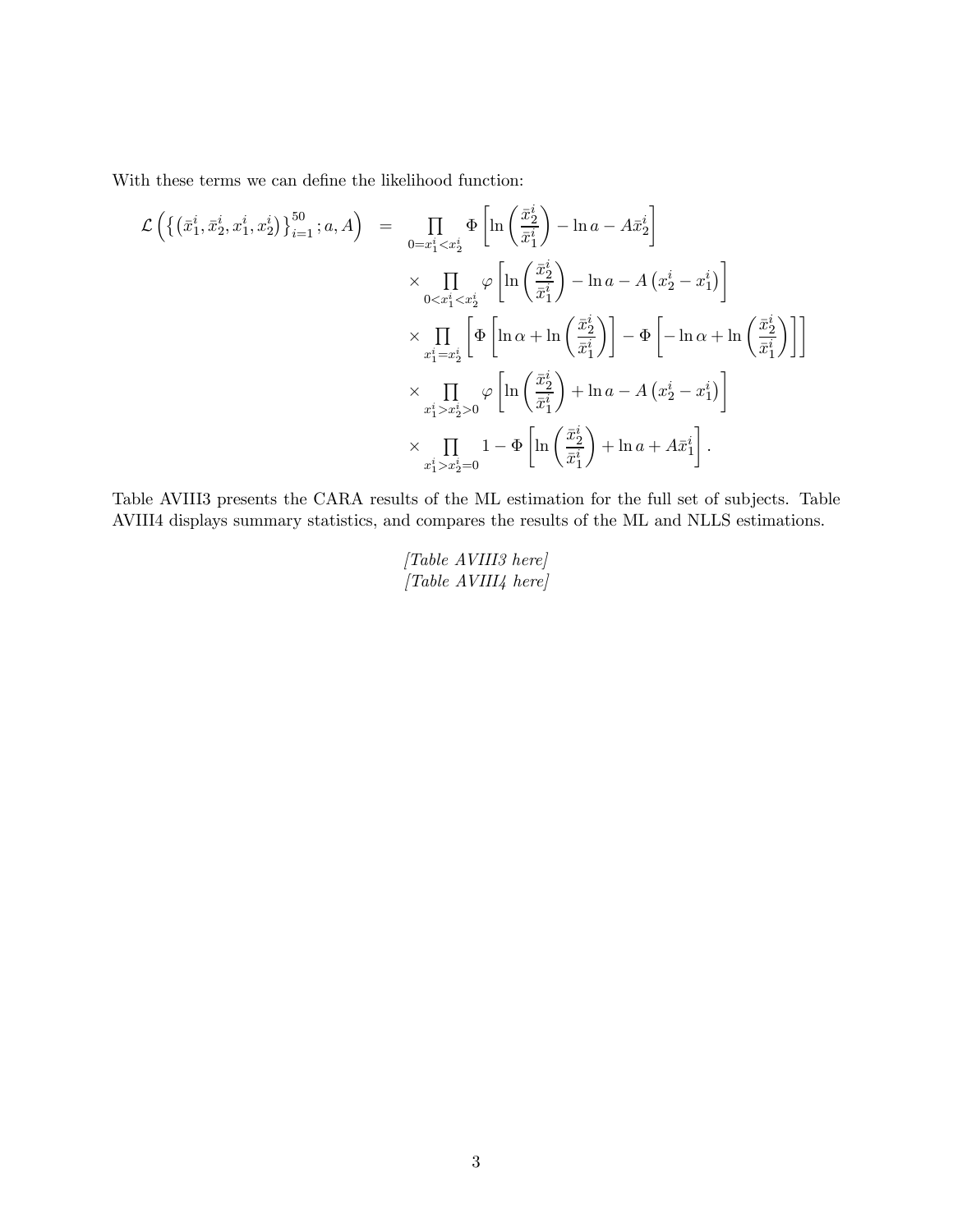With these terms we can define the likelihood function:

$$
\begin{aligned}
\mathcal{L}\left(\left\{\left(\bar{x}_1^i, \bar{x}_2^i, x_1^i, x_2^i\right)\right\}_{i=1}^{50}; a, A\right) \quad = \quad & \prod_{0=x_1^i<x_2^i} \Phi\left[\ln\left(\frac{\bar{x}_2^i}{\bar{x}_1^i}\right) - \ln a - A\bar{x}_2^i\right] \\
& \times \prod_{0<x_1^i<x_2^i} \varphi\left[\ln\left(\frac{\bar{x}_2^i}{\bar{x}_1^i}\right) - \ln a - A\left(x_2^i - x_1^i\right)\right] \\
& \times \prod_{x_1^i=x_2^i} \left[\Phi\left[\ln\alpha + \ln\left(\frac{\bar{x}_2^i}{\bar{x}_1^i}\right)\right] - \Phi\left[-\ln\alpha + \ln\left(\frac{\bar{x}_2^i}{\bar{x}_1^i}\right)\right]\right] \\
& \times \prod_{x_1^i>x_2^i>0} \varphi\left[\ln\left(\frac{\bar{x}_2^i}{\bar{x}_1^i}\right) + \ln a - A\left(x_2^i - x_1^i\right)\right] \\
& \times \prod_{x_1^i>x_2^i=0} 1 - \Phi\left[\ln\left(\frac{\bar{x}_2^i}{\bar{x}_1^i}\right) + \ln a + A\bar{x}_1^i\right].
\end{aligned}
$$

Table AVIII3 presents the CARA results of the ML estimation for the full set of subjects. Table AVIII4 displays summary statistics, and compares the results of the ML and NLLS estimations.

*[Table AVIII3 here]*
*[Table AVIII4 here]*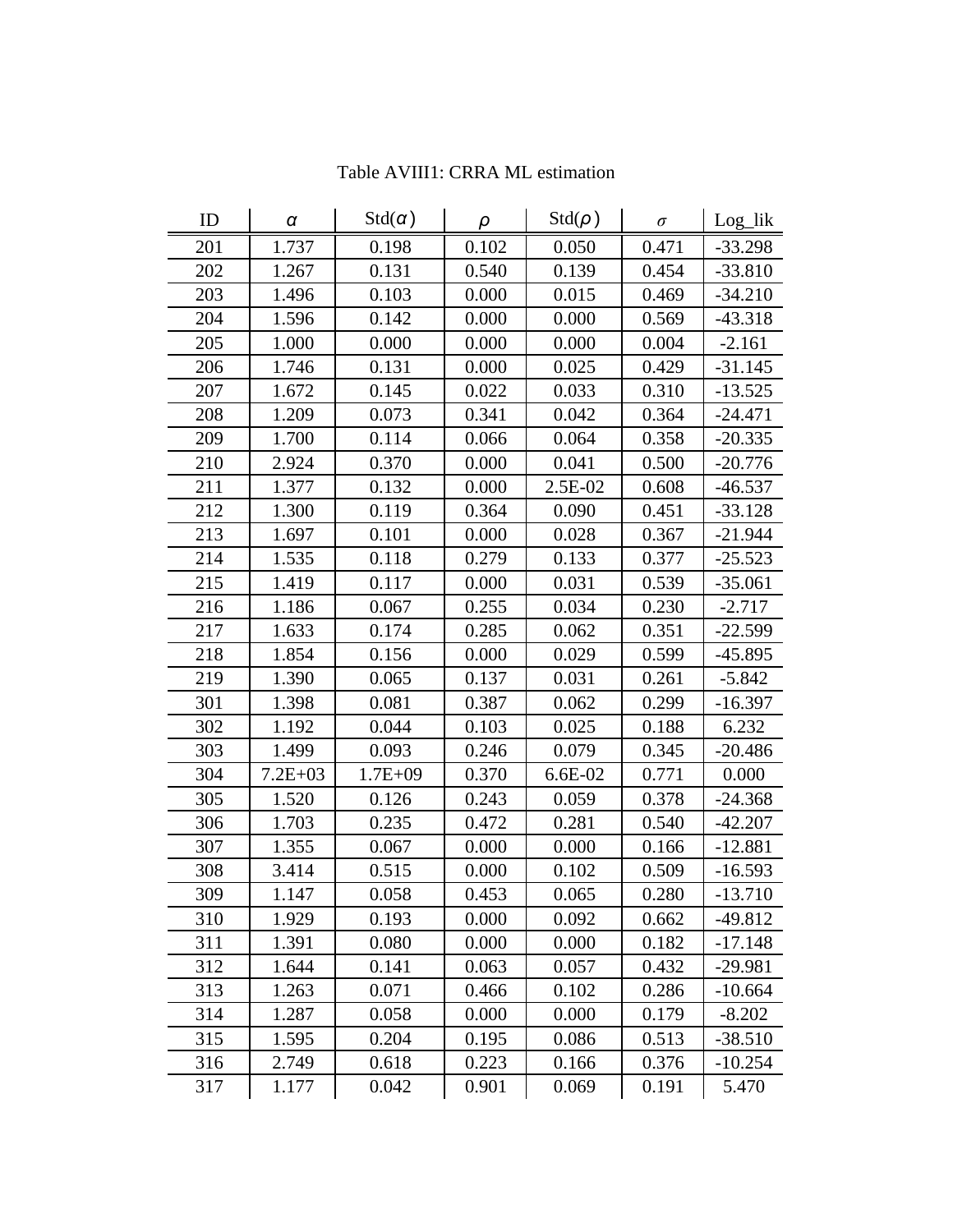Table AVIII1: CRRA ML estimation

| ID | $\alpha$ | Std($\alpha$) | $\rho$ | Std($\rho$) | $\sigma$ | Log_lik |
|---|---|---|---|---|---|---|
| 201 | 1.737 | 0.198 | 0.102 | 0.050 | 0.471 | -33.298 |
| 202 | 1.267 | 0.131 | 0.540 | 0.139 | 0.454 | -33.810 |
| 203 | 1.496 | 0.103 | 0.000 | 0.015 | 0.469 | -34.210 |
| 204 | 1.596 | 0.142 | 0.000 | 0.000 | 0.569 | -43.318 |
| 205 | 1.000 | 0.000 | 0.000 | 0.000 | 0.004 | -2.161 |
| 206 | 1.746 | 0.131 | 0.000 | 0.025 | 0.429 | -31.145 |
| 207 | 1.672 | 0.145 | 0.022 | 0.033 | 0.310 | -13.525 |
| 208 | 1.209 | 0.073 | 0.341 | 0.042 | 0.364 | -24.471 |
| 209 | 1.700 | 0.114 | 0.066 | 0.064 | 0.358 | -20.335 |
| 210 | 2.924 | 0.370 | 0.000 | 0.041 | 0.500 | -20.776 |
| 211 | 1.377 | 0.132 | 0.000 | 2.5E-02 | 0.608 | -46.537 |
| 212 | 1.300 | 0.119 | 0.364 | 0.090 | 0.451 | -33.128 |
| 213 | 1.697 | 0.101 | 0.000 | 0.028 | 0.367 | -21.944 |
| 214 | 1.535 | 0.118 | 0.279 | 0.133 | 0.377 | -25.523 |
| 215 | 1.419 | 0.117 | 0.000 | 0.031 | 0.539 | -35.061 |
| 216 | 1.186 | 0.067 | 0.255 | 0.034 | 0.230 | -2.717 |
| 217 | 1.633 | 0.174 | 0.285 | 0.062 | 0.351 | -22.599 |
| 218 | 1.854 | 0.156 | 0.000 | 0.029 | 0.599 | -45.895 |
| 219 | 1.390 | 0.065 | 0.137 | 0.031 | 0.261 | -5.842 |
| 301 | 1.398 | 0.081 | 0.387 | 0.062 | 0.299 | -16.397 |
| 302 | 1.192 | 0.044 | 0.103 | 0.025 | 0.188 | 6.232 |
| 303 | 1.499 | 0.093 | 0.246 | 0.079 | 0.345 | -20.486 |
| 304 | 7.2E+03 | 1.7E+09 | 0.370 | 6.6E-02 | 0.771 | 0.000 |
| 305 | 1.520 | 0.126 | 0.243 | 0.059 | 0.378 | -24.368 |
| 306 | 1.703 | 0.235 | 0.472 | 0.281 | 0.540 | -42.207 |
| 307 | 1.355 | 0.067 | 0.000 | 0.000 | 0.166 | -12.881 |
| 308 | 3.414 | 0.515 | 0.000 | 0.102 | 0.509 | -16.593 |
| 309 | 1.147 | 0.058 | 0.453 | 0.065 | 0.280 | -13.710 |
| 310 | 1.929 | 0.193 | 0.000 | 0.092 | 0.662 | -49.812 |
| 311 | 1.391 | 0.080 | 0.000 | 0.000 | 0.182 | -17.148 |
| 312 | 1.644 | 0.141 | 0.063 | 0.057 | 0.432 | -29.981 |
| 313 | 1.263 | 0.071 | 0.466 | 0.102 | 0.286 | -10.664 |
| 314 | 1.287 | 0.058 | 0.000 | 0.000 | 0.179 | -8.202 |
| 315 | 1.595 | 0.204 | 0.195 | 0.086 | 0.513 | -38.510 |
| 316 | 2.749 | 0.618 | 0.223 | 0.166 | 0.376 | -10.254 |
| 317 | 1.177 | 0.042 | 0.901 | 0.069 | 0.191 | 5.470 |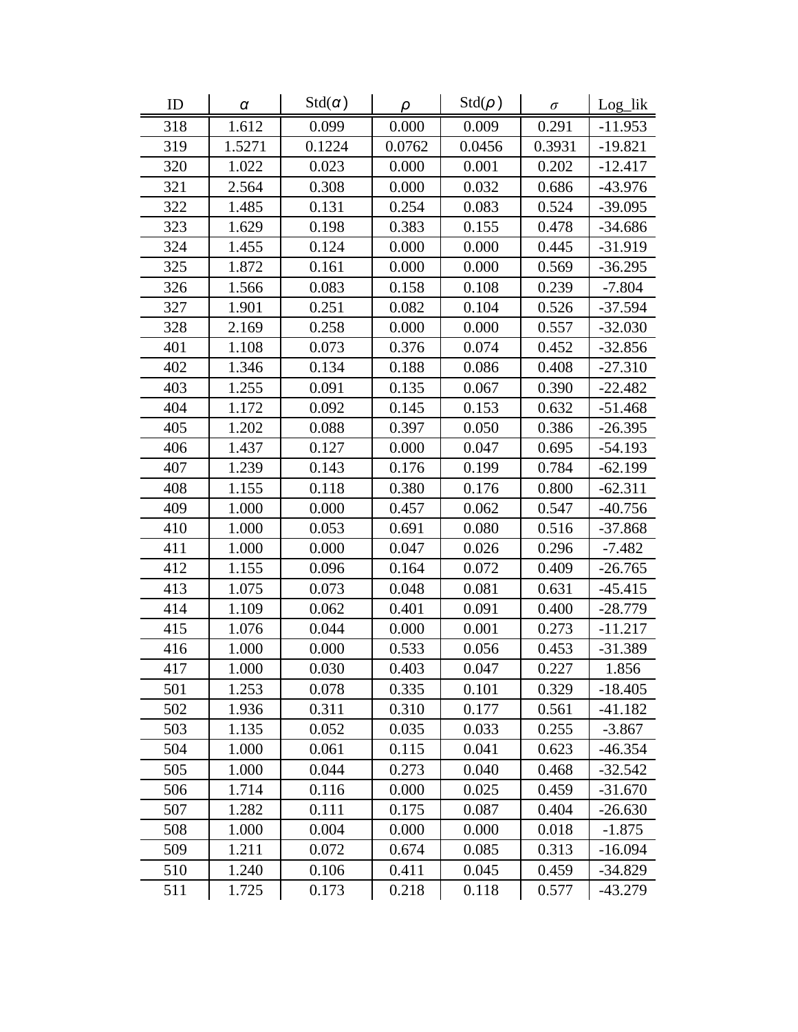| ID | $\alpha$ | Std($\alpha$) | $\rho$ | Std($\rho$) | $\sigma$ | Log_lik |
|---|---|---|---|---|---|---|
| 318 | 1.612 | 0.099 | 0.000 | 0.009 | 0.291 | -11.953 |
| 319 | 1.5271 | 0.1224 | 0.0762 | 0.0456 | 0.3931 | -19.821 |
| 320 | 1.022 | 0.023 | 0.000 | 0.001 | 0.202 | -12.417 |
| 321 | 2.564 | 0.308 | 0.000 | 0.032 | 0.686 | -43.976 |
| 322 | 1.485 | 0.131 | 0.254 | 0.083 | 0.524 | -39.095 |
| 323 | 1.629 | 0.198 | 0.383 | 0.155 | 0.478 | -34.686 |
| 324 | 1.455 | 0.124 | 0.000 | 0.000 | 0.445 | -31.919 |
| 325 | 1.872 | 0.161 | 0.000 | 0.000 | 0.569 | -36.295 |
| 326 | 1.566 | 0.083 | 0.158 | 0.108 | 0.239 | -7.804 |
| 327 | 1.901 | 0.251 | 0.082 | 0.104 | 0.526 | -37.594 |
| 328 | 2.169 | 0.258 | 0.000 | 0.000 | 0.557 | -32.030 |
| 401 | 1.108 | 0.073 | 0.376 | 0.074 | 0.452 | -32.856 |
| 402 | 1.346 | 0.134 | 0.188 | 0.086 | 0.408 | -27.310 |
| 403 | 1.255 | 0.091 | 0.135 | 0.067 | 0.390 | -22.482 |
| 404 | 1.172 | 0.092 | 0.145 | 0.153 | 0.632 | -51.468 |
| 405 | 1.202 | 0.088 | 0.397 | 0.050 | 0.386 | -26.395 |
| 406 | 1.437 | 0.127 | 0.000 | 0.047 | 0.695 | -54.193 |
| 407 | 1.239 | 0.143 | 0.176 | 0.199 | 0.784 | -62.199 |
| 408 | 1.155 | 0.118 | 0.380 | 0.176 | 0.800 | -62.311 |
| 409 | 1.000 | 0.000 | 0.457 | 0.062 | 0.547 | -40.756 |
| 410 | 1.000 | 0.053 | 0.691 | 0.080 | 0.516 | -37.868 |
| 411 | 1.000 | 0.000 | 0.047 | 0.026 | 0.296 | -7.482 |
| 412 | 1.155 | 0.096 | 0.164 | 0.072 | 0.409 | -26.765 |
| 413 | 1.075 | 0.073 | 0.048 | 0.081 | 0.631 | -45.415 |
| 414 | 1.109 | 0.062 | 0.401 | 0.091 | 0.400 | -28.779 |
| 415 | 1.076 | 0.044 | 0.000 | 0.001 | 0.273 | -11.217 |
| 416 | 1.000 | 0.000 | 0.533 | 0.056 | 0.453 | -31.389 |
| 417 | 1.000 | 0.030 | 0.403 | 0.047 | 0.227 | 1.856 |
| 501 | 1.253 | 0.078 | 0.335 | 0.101 | 0.329 | -18.405 |
| 502 | 1.936 | 0.311 | 0.310 | 0.177 | 0.561 | -41.182 |
| 503 | 1.135 | 0.052 | 0.035 | 0.033 | 0.255 | -3.867 |
| 504 | 1.000 | 0.061 | 0.115 | 0.041 | 0.623 | -46.354 |
| 505 | 1.000 | 0.044 | 0.273 | 0.040 | 0.468 | -32.542 |
| 506 | 1.714 | 0.116 | 0.000 | 0.025 | 0.459 | -31.670 |
| 507 | 1.282 | 0.111 | 0.175 | 0.087 | 0.404 | -26.630 |
| 508 | 1.000 | 0.004 | 0.000 | 0.000 | 0.018 | -1.875 |
| 509 | 1.211 | 0.072 | 0.674 | 0.085 | 0.313 | -16.094 |
| 510 | 1.240 | 0.106 | 0.411 | 0.045 | 0.459 | -34.829 |
| 511 | 1.725 | 0.173 | 0.218 | 0.118 | 0.577 | -43.279 |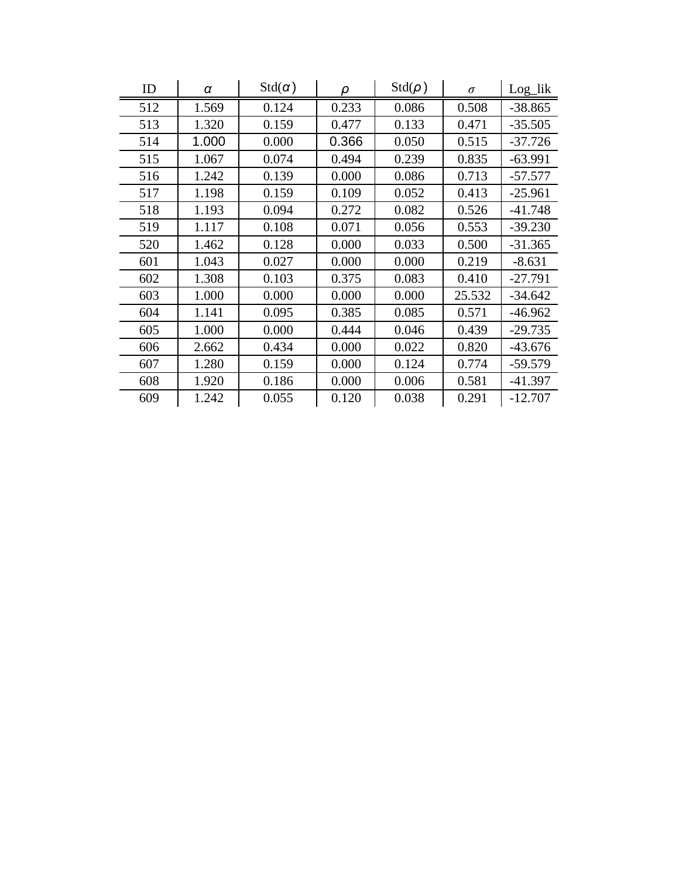| ID | $\alpha$ | Std($\alpha$) | $\rho$ | Std($\rho$) | $\sigma$ | Log_lik |
|---|---|---|---|---|---|---|
| 512 | 1.569 | 0.124 | 0.233 | 0.086 | 0.508 | -38.865 |
| 513 | 1.320 | 0.159 | 0.477 | 0.133 | 0.471 | -35.505 |
| 514 | 1.000 | 0.000 | 0.366 | 0.050 | 0.515 | -37.726 |
| 515 | 1.067 | 0.074 | 0.494 | 0.239 | 0.835 | -63.991 |
| 516 | 1.242 | 0.139 | 0.000 | 0.086 | 0.713 | -57.577 |
| 517 | 1.198 | 0.159 | 0.109 | 0.052 | 0.413 | -25.961 |
| 518 | 1.193 | 0.094 | 0.272 | 0.082 | 0.526 | -41.748 |
| 519 | 1.117 | 0.108 | 0.071 | 0.056 | 0.553 | -39.230 |
| 520 | 1.462 | 0.128 | 0.000 | 0.033 | 0.500 | -31.365 |
| 601 | 1.043 | 0.027 | 0.000 | 0.000 | 0.219 | -8.631 |
| 602 | 1.308 | 0.103 | 0.375 | 0.083 | 0.410 | -27.791 |
| 603 | 1.000 | 0.000 | 0.000 | 0.000 | 25.532 | -34.642 |
| 604 | 1.141 | 0.095 | 0.385 | 0.085 | 0.571 | -46.962 |
| 605 | 1.000 | 0.000 | 0.444 | 0.046 | 0.439 | -29.735 |
| 606 | 2.662 | 0.434 | 0.000 | 0.022 | 0.820 | -43.676 |
| 607 | 1.280 | 0.159 | 0.000 | 0.124 | 0.774 | -59.579 |
| 608 | 1.920 | 0.186 | 0.000 | 0.006 | 0.581 | -41.397 |
| 609 | 1.242 | 0.055 | 0.120 | 0.038 | 0.291 | -12.707 |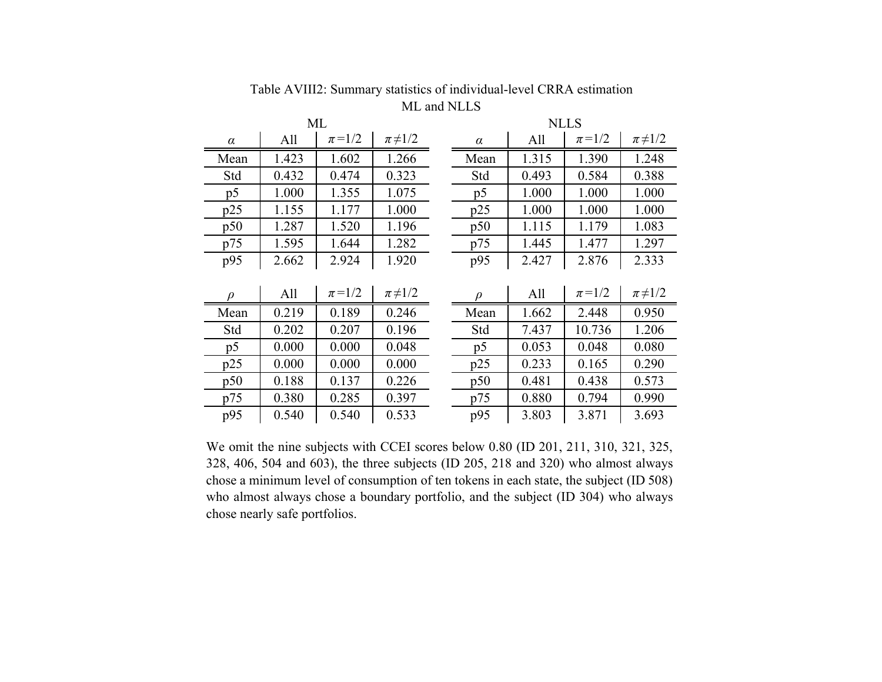Table AVIII2: Summary statistics of individual-level CRRA estimation
ML and NLLS

**ML**

| $\alpha$ | All | $\pi=1/2$ | $\pi\neq1/2$ |
|---|---|---|---|
| Mean | 1.423 | 1.602 | 1.266 |
| Std | 0.432 | 0.474 | 0.323 |
| p5 | 1.000 | 1.355 | 1.075 |
| p25 | 1.155 | 1.177 | 1.000 |
| p50 | 1.287 | 1.520 | 1.196 |
| p75 | 1.595 | 1.644 | 1.282 |
| p95 | 2.662 | 2.924 | 1.920 |

| $\rho$ | All | $\pi=1/2$ | $\pi\neq1/2$ |
|---|---|---|---|
| Mean | 0.219 | 0.189 | 0.246 |
| Std | 0.202 | 0.207 | 0.196 |
| p5 | 0.000 | 0.000 | 0.048 |
| p25 | 0.000 | 0.000 | 0.000 |
| p50 | 0.188 | 0.137 | 0.226 |
| p75 | 0.380 | 0.285 | 0.397 |
| p95 | 0.540 | 0.540 | 0.533 |

**NLLS**

| $\alpha$ | All | $\pi=1/2$ | $\pi\neq1/2$ |
|---|---|---|---|
| Mean | 1.315 | 1.390 | 1.248 |
| Std | 0.493 | 0.584 | 0.388 |
| p5 | 1.000 | 1.000 | 1.000 |
| p25 | 1.000 | 1.000 | 1.000 |
| p50 | 1.115 | 1.179 | 1.083 |
| p75 | 1.445 | 1.477 | 1.297 |
| p95 | 2.427 | 2.876 | 2.333 |

| $\rho$ | All | $\pi=1/2$ | $\pi\neq1/2$ |
|---|---|---|---|
| Mean | 1.662 | 2.448 | 0.950 |
| Std | 7.437 | 10.736 | 1.206 |
| p5 | 0.053 | 0.048 | 0.080 |
| p25 | 0.233 | 0.165 | 0.290 |
| p50 | 0.481 | 0.438 | 0.573 |
| p75 | 0.880 | 0.794 | 0.990 |
| p95 | 3.803 | 3.871 | 3.693 |

We omit the nine subjects with CCEI scores below 0.80 (ID 201, 211, 310, 321, 325, 328, 406, 504 and 603), the three subjects (ID 205, 218 and 320) who almost always chose a minimum level of consumption of ten tokens in each state, the subject (ID 508) who almost always chose a boundary portfolio, and the subject (ID 304) who always chose nearly safe portfolios.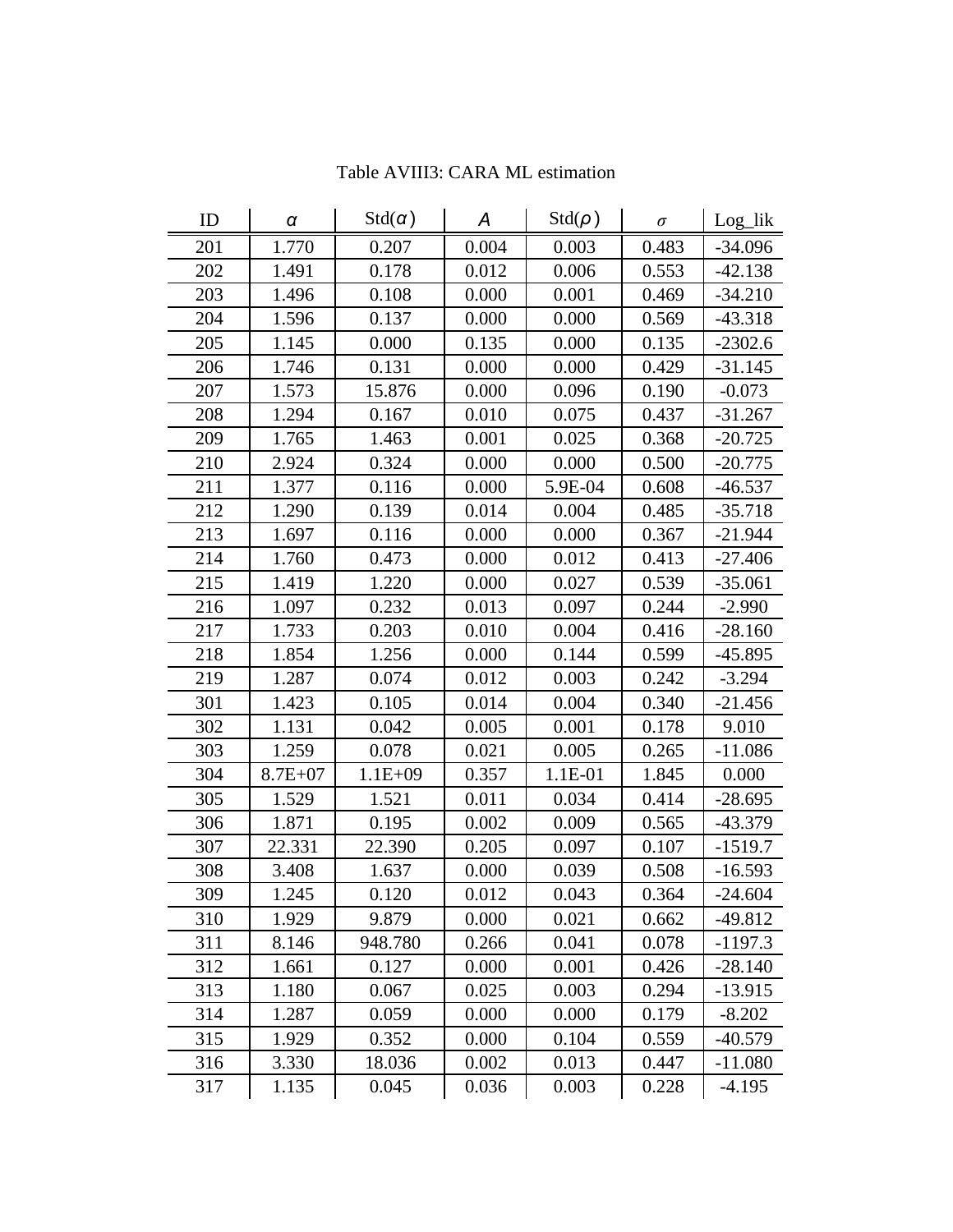Table AVIII3: CARA ML estimation

| ID | $\alpha$ | Std($\alpha$) | $A$ | Std($\rho$) | $\sigma$ | Log_lik |
|---|---|---|---|---|---|---|
| 201 | 1.770 | 0.207 | 0.004 | 0.003 | 0.483 | -34.096 |
| 202 | 1.491 | 0.178 | 0.012 | 0.006 | 0.553 | -42.138 |
| 203 | 1.496 | 0.108 | 0.000 | 0.001 | 0.469 | -34.210 |
| 204 | 1.596 | 0.137 | 0.000 | 0.000 | 0.569 | -43.318 |
| 205 | 1.145 | 0.000 | 0.135 | 0.000 | 0.135 | -2302.6 |
| 206 | 1.746 | 0.131 | 0.000 | 0.000 | 0.429 | -31.145 |
| 207 | 1.573 | 15.876 | 0.000 | 0.096 | 0.190 | -0.073 |
| 208 | 1.294 | 0.167 | 0.010 | 0.075 | 0.437 | -31.267 |
| 209 | 1.765 | 1.463 | 0.001 | 0.025 | 0.368 | -20.725 |
| 210 | 2.924 | 0.324 | 0.000 | 0.000 | 0.500 | -20.775 |
| 211 | 1.377 | 0.116 | 0.000 | 5.9E-04 | 0.608 | -46.537 |
| 212 | 1.290 | 0.139 | 0.014 | 0.004 | 0.485 | -35.718 |
| 213 | 1.697 | 0.116 | 0.000 | 0.000 | 0.367 | -21.944 |
| 214 | 1.760 | 0.473 | 0.000 | 0.012 | 0.413 | -27.406 |
| 215 | 1.419 | 1.220 | 0.000 | 0.027 | 0.539 | -35.061 |
| 216 | 1.097 | 0.232 | 0.013 | 0.097 | 0.244 | -2.990 |
| 217 | 1.733 | 0.203 | 0.010 | 0.004 | 0.416 | -28.160 |
| 218 | 1.854 | 1.256 | 0.000 | 0.144 | 0.599 | -45.895 |
| 219 | 1.287 | 0.074 | 0.012 | 0.003 | 0.242 | -3.294 |
| 301 | 1.423 | 0.105 | 0.014 | 0.004 | 0.340 | -21.456 |
| 302 | 1.131 | 0.042 | 0.005 | 0.001 | 0.178 | 9.010 |
| 303 | 1.259 | 0.078 | 0.021 | 0.005 | 0.265 | -11.086 |
| 304 | 8.7E+07 | 1.1E+09 | 0.357 | 1.1E-01 | 1.845 | 0.000 |
| 305 | 1.529 | 1.521 | 0.011 | 0.034 | 0.414 | -28.695 |
| 306 | 1.871 | 0.195 | 0.002 | 0.009 | 0.565 | -43.379 |
| 307 | 22.331 | 22.390 | 0.205 | 0.097 | 0.107 | -1519.7 |
| 308 | 3.408 | 1.637 | 0.000 | 0.039 | 0.508 | -16.593 |
| 309 | 1.245 | 0.120 | 0.012 | 0.043 | 0.364 | -24.604 |
| 310 | 1.929 | 9.879 | 0.000 | 0.021 | 0.662 | -49.812 |
| 311 | 8.146 | 948.780 | 0.266 | 0.041 | 0.078 | -1197.3 |
| 312 | 1.661 | 0.127 | 0.000 | 0.001 | 0.426 | -28.140 |
| 313 | 1.180 | 0.067 | 0.025 | 0.003 | 0.294 | -13.915 |
| 314 | 1.287 | 0.059 | 0.000 | 0.000 | 0.179 | -8.202 |
| 315 | 1.929 | 0.352 | 0.000 | 0.104 | 0.559 | -40.579 |
| 316 | 3.330 | 18.036 | 0.002 | 0.013 | 0.447 | -11.080 |
| 317 | 1.135 | 0.045 | 0.036 | 0.003 | 0.228 | -4.195 |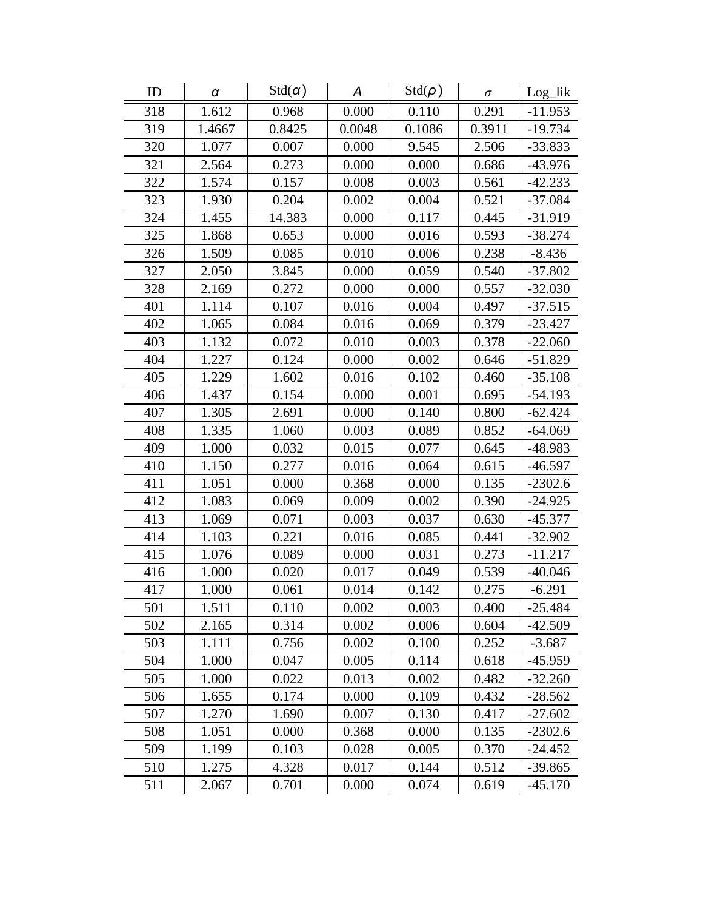| ID | $\alpha$ | Std($\alpha$) | $A$ | Std($\rho$) | $\sigma$ | Log_lik |
|---|---|---|---|---|---|---|
| 318 | 1.612 | 0.968 | 0.000 | 0.110 | 0.291 | -11.953 |
| 319 | 1.4667 | 0.8425 | 0.0048 | 0.1086 | 0.3911 | -19.734 |
| 320 | 1.077 | 0.007 | 0.000 | 9.545 | 2.506 | -33.833 |
| 321 | 2.564 | 0.273 | 0.000 | 0.000 | 0.686 | -43.976 |
| 322 | 1.574 | 0.157 | 0.008 | 0.003 | 0.561 | -42.233 |
| 323 | 1.930 | 0.204 | 0.002 | 0.004 | 0.521 | -37.084 |
| 324 | 1.455 | 14.383 | 0.000 | 0.117 | 0.445 | -31.919 |
| 325 | 1.868 | 0.653 | 0.000 | 0.016 | 0.593 | -38.274 |
| 326 | 1.509 | 0.085 | 0.010 | 0.006 | 0.238 | -8.436 |
| 327 | 2.050 | 3.845 | 0.000 | 0.059 | 0.540 | -37.802 |
| 328 | 2.169 | 0.272 | 0.000 | 0.000 | 0.557 | -32.030 |
| 401 | 1.114 | 0.107 | 0.016 | 0.004 | 0.497 | -37.515 |
| 402 | 1.065 | 0.084 | 0.016 | 0.069 | 0.379 | -23.427 |
| 403 | 1.132 | 0.072 | 0.010 | 0.003 | 0.378 | -22.060 |
| 404 | 1.227 | 0.124 | 0.000 | 0.002 | 0.646 | -51.829 |
| 405 | 1.229 | 1.602 | 0.016 | 0.102 | 0.460 | -35.108 |
| 406 | 1.437 | 0.154 | 0.000 | 0.001 | 0.695 | -54.193 |
| 407 | 1.305 | 2.691 | 0.000 | 0.140 | 0.800 | -62.424 |
| 408 | 1.335 | 1.060 | 0.003 | 0.089 | 0.852 | -64.069 |
| 409 | 1.000 | 0.032 | 0.015 | 0.077 | 0.645 | -48.983 |
| 410 | 1.150 | 0.277 | 0.016 | 0.064 | 0.615 | -46.597 |
| 411 | 1.051 | 0.000 | 0.368 | 0.000 | 0.135 | -2302.6 |
| 412 | 1.083 | 0.069 | 0.009 | 0.002 | 0.390 | -24.925 |
| 413 | 1.069 | 0.071 | 0.003 | 0.037 | 0.630 | -45.377 |
| 414 | 1.103 | 0.221 | 0.016 | 0.085 | 0.441 | -32.902 |
| 415 | 1.076 | 0.089 | 0.000 | 0.031 | 0.273 | -11.217 |
| 416 | 1.000 | 0.020 | 0.017 | 0.049 | 0.539 | -40.046 |
| 417 | 1.000 | 0.061 | 0.014 | 0.142 | 0.275 | -6.291 |
| 501 | 1.511 | 0.110 | 0.002 | 0.003 | 0.400 | -25.484 |
| 502 | 2.165 | 0.314 | 0.002 | 0.006 | 0.604 | -42.509 |
| 503 | 1.111 | 0.756 | 0.002 | 0.100 | 0.252 | -3.687 |
| 504 | 1.000 | 0.047 | 0.005 | 0.114 | 0.618 | -45.959 |
| 505 | 1.000 | 0.022 | 0.013 | 0.002 | 0.482 | -32.260 |
| 506 | 1.655 | 0.174 | 0.000 | 0.109 | 0.432 | -28.562 |
| 507 | 1.270 | 1.690 | 0.007 | 0.130 | 0.417 | -27.602 |
| 508 | 1.051 | 0.000 | 0.368 | 0.000 | 0.135 | -2302.6 |
| 509 | 1.199 | 0.103 | 0.028 | 0.005 | 0.370 | -24.452 |
| 510 | 1.275 | 4.328 | 0.017 | 0.144 | 0.512 | -39.865 |
| 511 | 2.067 | 0.701 | 0.000 | 0.074 | 0.619 | -45.170 |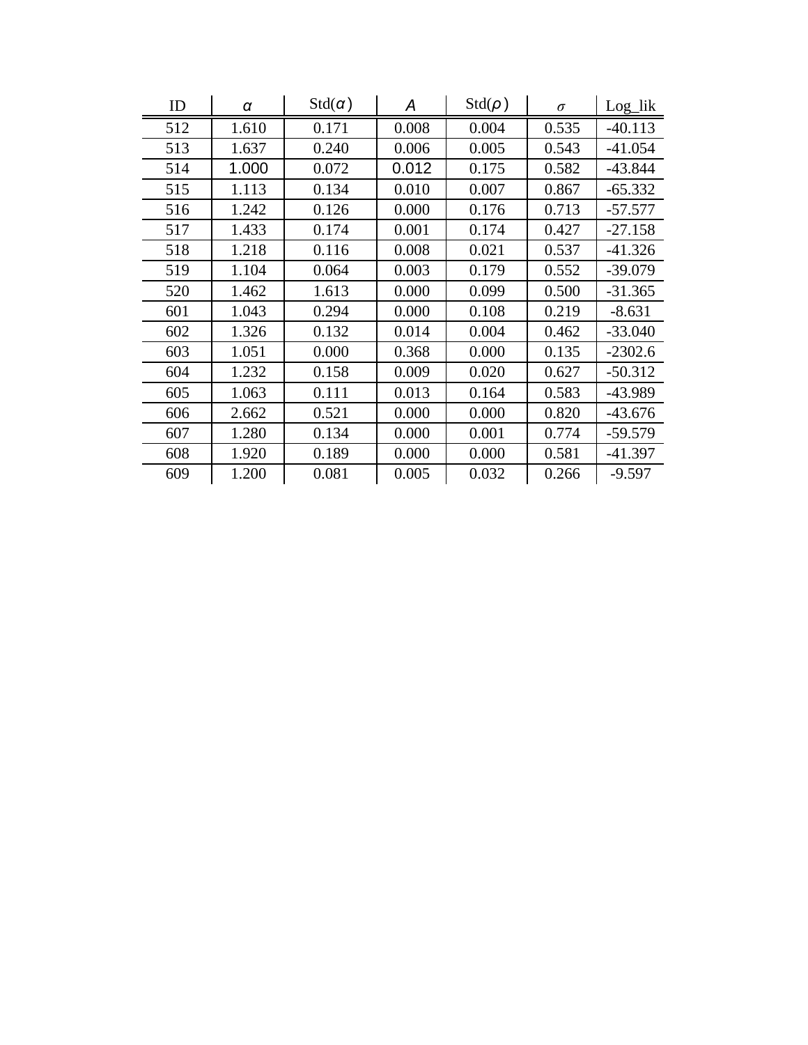| ID | $\alpha$ | Std($\alpha$) | $A$ | Std($\rho$) | $\sigma$ | Log_lik |
|---|---|---|---|---|---|---|
| 512 | 1.610 | 0.171 | 0.008 | 0.004 | 0.535 | -40.113 |
| 513 | 1.637 | 0.240 | 0.006 | 0.005 | 0.543 | -41.054 |
| 514 | 1.000 | 0.072 | 0.012 | 0.175 | 0.582 | -43.844 |
| 515 | 1.113 | 0.134 | 0.010 | 0.007 | 0.867 | -65.332 |
| 516 | 1.242 | 0.126 | 0.000 | 0.176 | 0.713 | -57.577 |
| 517 | 1.433 | 0.174 | 0.001 | 0.174 | 0.427 | -27.158 |
| 518 | 1.218 | 0.116 | 0.008 | 0.021 | 0.537 | -41.326 |
| 519 | 1.104 | 0.064 | 0.003 | 0.179 | 0.552 | -39.079 |
| 520 | 1.462 | 1.613 | 0.000 | 0.099 | 0.500 | -31.365 |
| 601 | 1.043 | 0.294 | 0.000 | 0.108 | 0.219 | -8.631 |
| 602 | 1.326 | 0.132 | 0.014 | 0.004 | 0.462 | -33.040 |
| 603 | 1.051 | 0.000 | 0.368 | 0.000 | 0.135 | -2302.6 |
| 604 | 1.232 | 0.158 | 0.009 | 0.020 | 0.627 | -50.312 |
| 605 | 1.063 | 0.111 | 0.013 | 0.164 | 0.583 | -43.989 |
| 606 | 2.662 | 0.521 | 0.000 | 0.000 | 0.820 | -43.676 |
| 607 | 1.280 | 0.134 | 0.000 | 0.001 | 0.774 | -59.579 |
| 608 | 1.920 | 0.189 | 0.000 | 0.000 | 0.581 | -41.397 |
| 609 | 1.200 | 0.081 | 0.005 | 0.032 | 0.266 | -9.597 |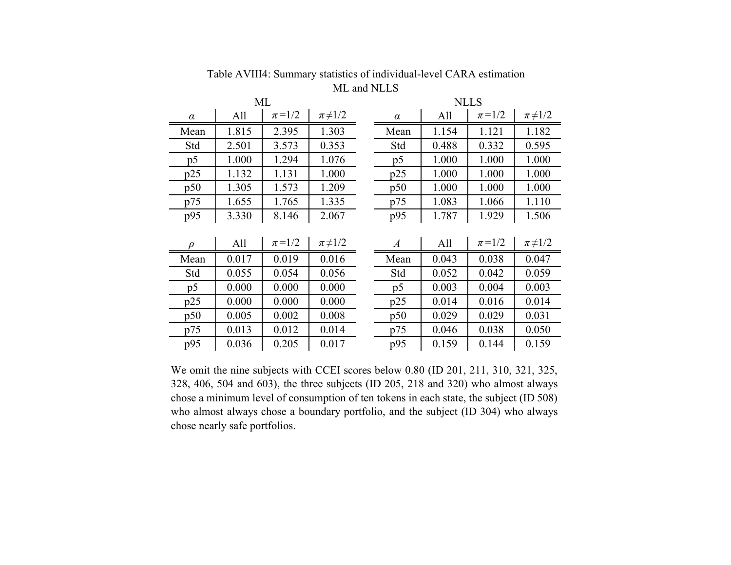Table AVIII4: Summary statistics of individual-level CARA estimation

ML and NLLS

ML

| $\alpha$ | All | $\pi=1/2$ | $\pi\neq1/2$ |
|---|---|---|---|
| Mean | 1.815 | 2.395 | 1.303 |
| Std | 2.501 | 3.573 | 0.353 |
| p5 | 1.000 | 1.294 | 1.076 |
| p25 | 1.132 | 1.131 | 1.000 |
| p50 | 1.305 | 1.573 | 1.209 |
| p75 | 1.655 | 1.765 | 1.335 |
| p95 | 3.330 | 8.146 | 2.067 |

| $\rho$ | All | $\pi=1/2$ | $\pi\neq1/2$ |
|---|---|---|---|
| Mean | 0.017 | 0.019 | 0.016 |
| Std | 0.055 | 0.054 | 0.056 |
| p5 | 0.000 | 0.000 | 0.000 |
| p25 | 0.000 | 0.000 | 0.000 |
| p50 | 0.005 | 0.002 | 0.008 |
| p75 | 0.013 | 0.012 | 0.014 |
| p95 | 0.036 | 0.205 | 0.017 |

NLLS

| $\alpha$ | All | $\pi=1/2$ | $\pi\neq1/2$ |
|---|---|---|---|
| Mean | 1.154 | 1.121 | 1.182 |
| Std | 0.488 | 0.332 | 0.595 |
| p5 | 1.000 | 1.000 | 1.000 |
| p25 | 1.000 | 1.000 | 1.000 |
| p50 | 1.000 | 1.000 | 1.000 |
| p75 | 1.083 | 1.066 | 1.110 |
| p95 | 1.787 | 1.929 | 1.506 |

| $A$ | All | $\pi=1/2$ | $\pi\neq1/2$ |
|---|---|---|---|
| Mean | 0.043 | 0.038 | 0.047 |
| Std | 0.052 | 0.042 | 0.059 |
| p5 | 0.003 | 0.004 | 0.003 |
| p25 | 0.014 | 0.016 | 0.014 |
| p50 | 0.029 | 0.029 | 0.031 |
| p75 | 0.046 | 0.038 | 0.050 |
| p95 | 0.159 | 0.144 | 0.159 |

We omit the nine subjects with CCEI scores below 0.80 (ID 201, 211, 310, 321, 325, 328, 406, 504 and 603), the three subjects (ID 205, 218 and 320) who almost always chose a minimum level of consumption of ten tokens in each state, the subject (ID 508) who almost always chose a boundary portfolio, and the subject (ID 304) who always chose nearly safe portfolios.